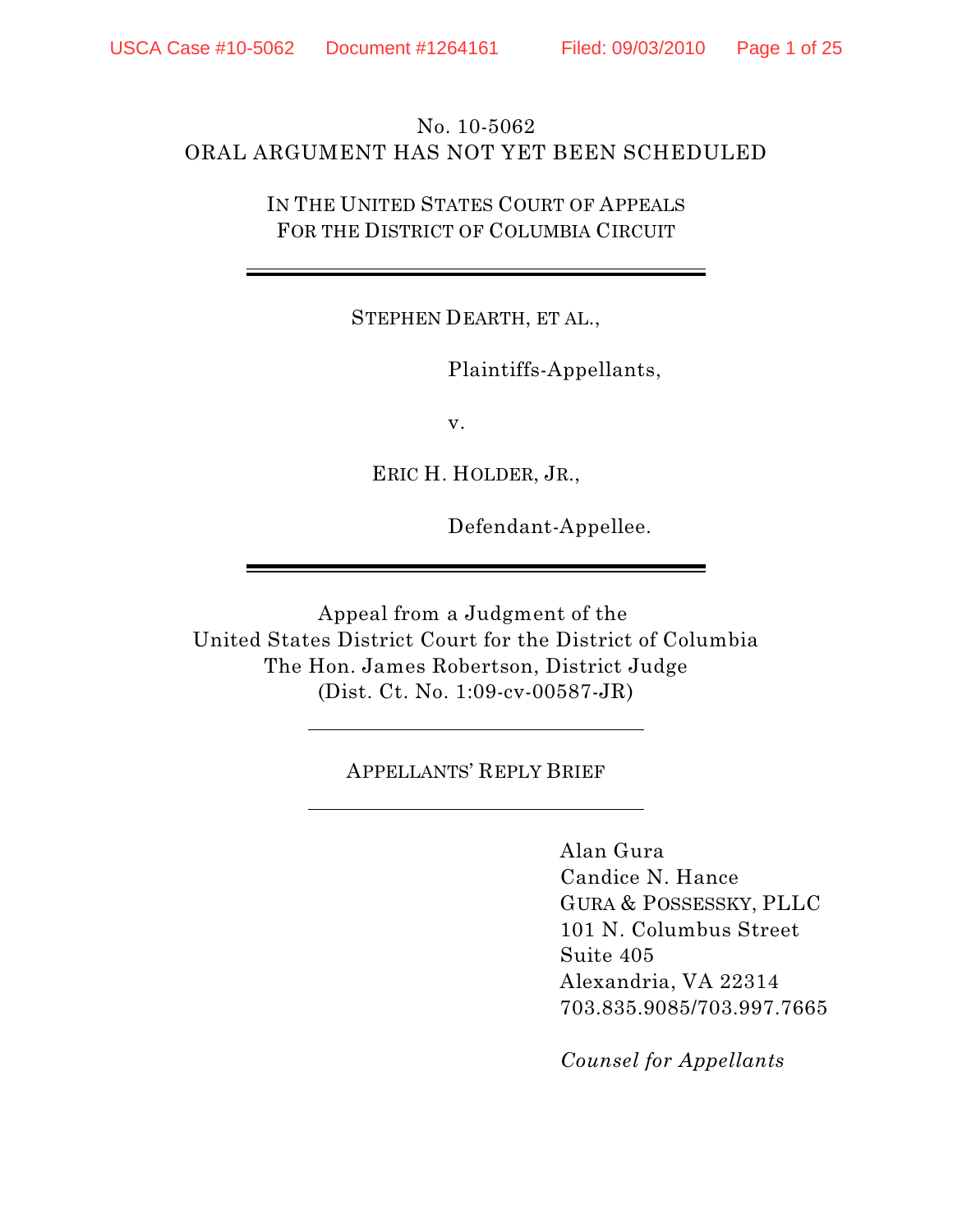No. 10-5062

ORAL ARGUMENT HAS NOT YET BEEN SCHEDULED

IN THE UNITED STATES COURT OF APPEALS
FOR THE DISTRICT OF COLUMBIA CIRCUIT

---

STEPHEN DEARTH, ET AL.,

Plaintiffs-Appellants,

v.

ERIC H. HOLDER, JR.,

Defendant-Appellee.

---

Appeal from a Judgment of the
United States District Court for the District of Columbia
The Hon. James Robertson, District Judge
(Dist. Ct. No. 1:09-cv-00587-JR)

---

APPELLANTS' REPLY BRIEF

---

Alan Gura
Candice N. Hance
GURA & POSSESSKY, PLLC
101 N. Columbus Street
Suite 405
Alexandria, VA 22314
703.835.9085/703.997.7665

*Counsel for Appellants*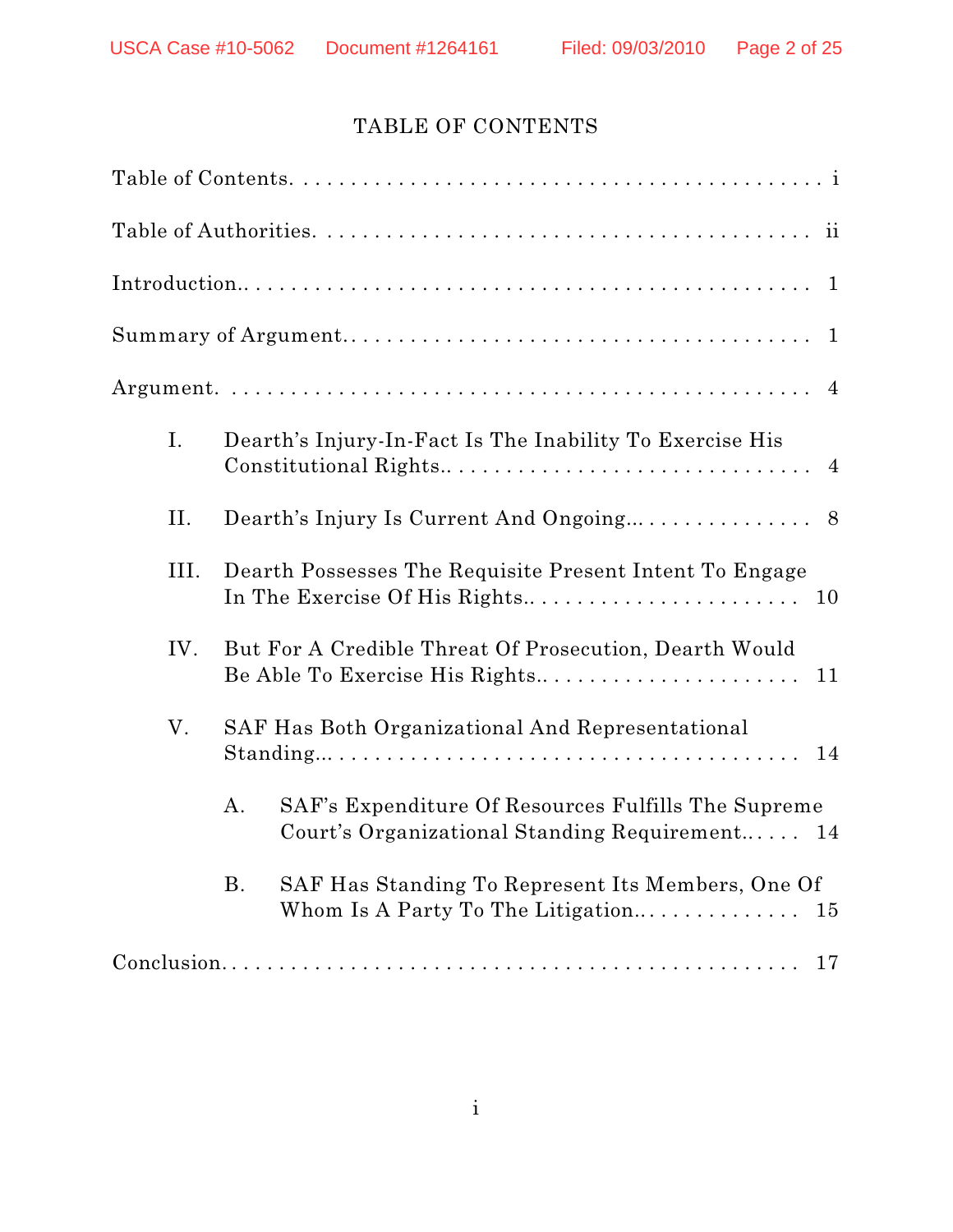# TABLE OF CONTENTS

Table of Contents. . . . . . . . . . . . . . . . . . . . . . . . . . . . . . . . . . . . . . . . . . . . . i

Table of Authorities. . . . . . . . . . . . . . . . . . . . . . . . . . . . . . . . . . . . . . . . . . . ii

Introduction.. . . . . . . . . . . . . . . . . . . . . . . . . . . . . . . . . . . . . . . . . . . . . . 1

Summary of Argument.. . . . . . . . . . . . . . . . . . . . . . . . . . . . . . . . . . . . . . . . 1

Argument. . . . . . . . . . . . . . . . . . . . . . . . . . . . . . . . . . . . . . . . . . . . . . . . 4

- I. Dearth's Injury-In-Fact Is The Inability To Exercise His Constitutional Rights.. . . . . . . . . . . . . . . . . . . . . . . . . . . . . . . 4
- II. Dearth's Injury Is Current And Ongoing... . . . . . . . . . . . . . . . 8
- III. Dearth Possesses The Requisite Present Intent To Engage In The Exercise Of His Rights.. . . . . . . . . . . . . . . . . . . . . . . . 10
- IV. But For A Credible Threat Of Prosecution, Dearth Would Be Able To Exercise His Rights.. . . . . . . . . . . . . . . . . . . . . . . 11
- V. SAF Has Both Organizational And Representational Standing... . . . . . . . . . . . . . . . . . . . . . . . . . . . . . . . . . . . . . . 14
  - A. SAF's Expenditure Of Resources Fulfills The Supreme Court's Organizational Standing Requirement.. . . . . . 14
  - B. SAF Has Standing To Represent Its Members, One Of Whom Is A Party To The Litigation.. . . . . . . . . . . . . . . 15

Conclusion. . . . . . . . . . . . . . . . . . . . . . . . . . . . . . . . . . . . . . . . . . . . . . . . 17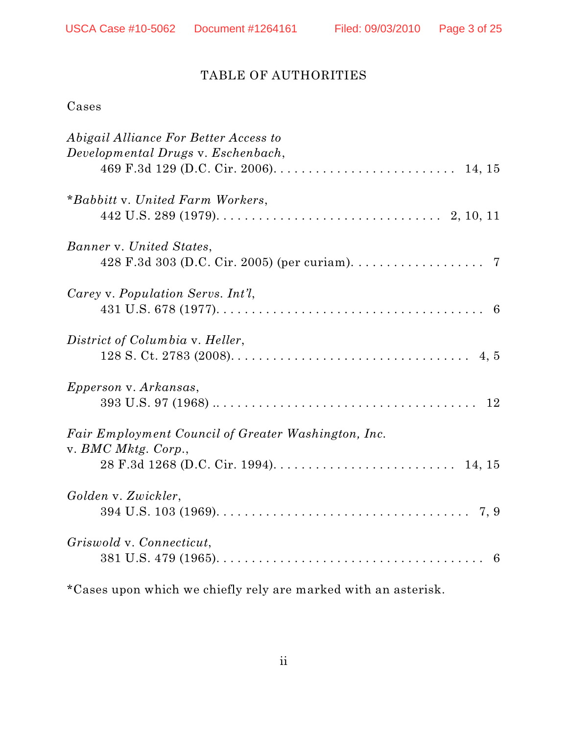# TABLE OF AUTHORITIES

Cases

*Abigail Alliance For Better Access to Developmental Drugs* v. *Eschenbach*,
469 F.3d 129 (D.C. Cir. 2006). . . . . . . . . . . . . . . . . . . . . . . . . . 14, 15

*\*Babbitt* v. *United Farm Workers*,
442 U.S. 289 (1979). . . . . . . . . . . . . . . . . . . . . . . . . . . . . . . 2, 10, 11

*Banner* v. *United States*,
428 F.3d 303 (D.C. Cir. 2005) (per curiam). . . . . . . . . . . . . . . . . . . 7

*Carey* v. *Population Servs. Int'l*,
431 U.S. 678 (1977). . . . . . . . . . . . . . . . . . . . . . . . . . . . . . . . . . 6

*District of Columbia* v. *Heller*,
128 S. Ct. 2783 (2008). . . . . . . . . . . . . . . . . . . . . . . . . . . . . . . . 4, 5

*Epperson* v. *Arkansas*,
393 U.S. 97 (1968) .. . . . . . . . . . . . . . . . . . . . . . . . . . . . . . . . . . 12

*Fair Employment Council of Greater Washington, Inc.* v. *BMC Mktg. Corp.*,
28 F.3d 1268 (D.C. Cir. 1994). . . . . . . . . . . . . . . . . . . . . . . . . . 14, 15

*Golden* v. *Zwickler*,
394 U.S. 103 (1969). . . . . . . . . . . . . . . . . . . . . . . . . . . . . . . . . . 7, 9

*Griswold* v. *Connecticut*,
381 U.S. 479 (1965). . . . . . . . . . . . . . . . . . . . . . . . . . . . . . . . . . . 6

\*Cases upon which we chiefly rely are marked with an asterisk.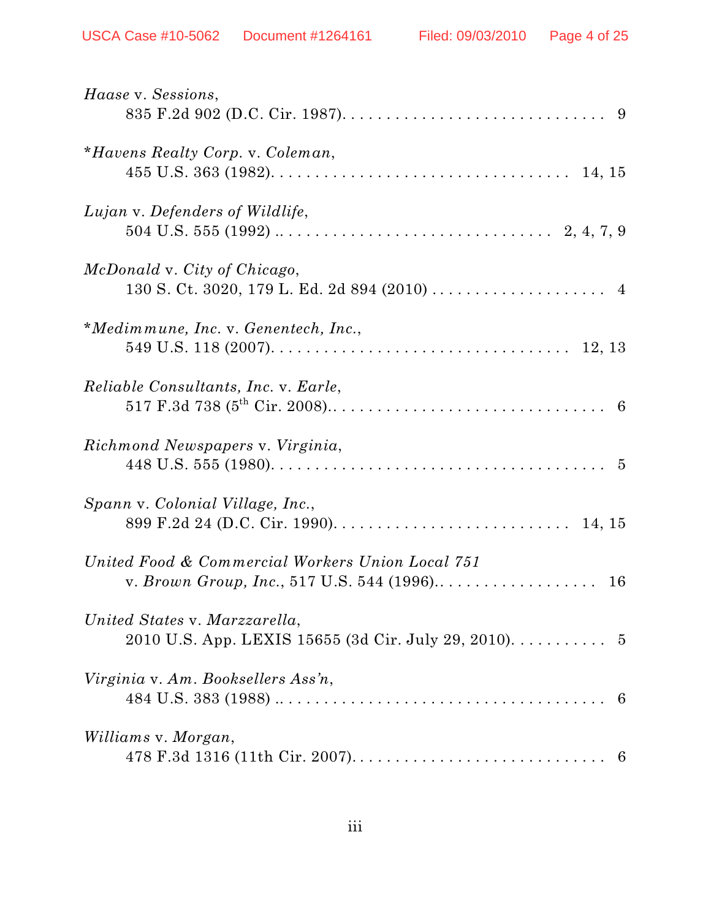*Haase* v. *Sessions*,
835 F.2d 902 (D.C. Cir. 1987). . . . . . . . . . . . . . . . . . . . . . . . . . . . . . 9

**Havens Realty Corp.* v. *Coleman*,
455 U.S. 363 (1982). . . . . . . . . . . . . . . . . . . . . . . . . . . . . . . . . . 14, 15

*Lujan* v. *Defenders of Wildlife*,
504 U.S. 555 (1992) .. . . . . . . . . . . . . . . . . . . . . . . . . . . . . . . 2, 4, 7, 9

*McDonald* v. *City of Chicago*,
130 S. Ct. 3020, 179 L. Ed. 2d 894 (2010) . . . . . . . . . . . . . . . . . . . . 4

**Medimmune, Inc.* v. *Genentech, Inc.*,
549 U.S. 118 (2007). . . . . . . . . . . . . . . . . . . . . . . . . . . . . . . . . . 12, 13

*Reliable Consultants, Inc.* v. *Earle*,
517 F.3d 738 (5th Cir. 2008).. . . . . . . . . . . . . . . . . . . . . . . . . . . . . . 6

*Richmond Newspapers* v. *Virginia*,
448 U.S. 555 (1980). . . . . . . . . . . . . . . . . . . . . . . . . . . . . . . . . . . . . 5

*Spann* v. *Colonial Village, Inc.*,
899 F.2d 24 (D.C. Cir. 1990). . . . . . . . . . . . . . . . . . . . . . . . . . . 14, 15

*United Food & Commercial Workers Union Local 751*
v. *Brown Group, Inc.*, 517 U.S. 544 (1996).. . . . . . . . . . . . . . . . . . . 16

*United States* v. *Marzzarella*,
2010 U.S. App. LEXIS 15655 (3d Cir. July 29, 2010). . . . . . . . . . . 5

*Virginia* v. *Am. Booksellers Ass'n*,
484 U.S. 383 (1988) .. . . . . . . . . . . . . . . . . . . . . . . . . . . . . . . . . . . . 6

*Williams* v. *Morgan*,
478 F.3d 1316 (11th Cir. 2007). . . . . . . . . . . . . . . . . . . . . . . . . . . . 6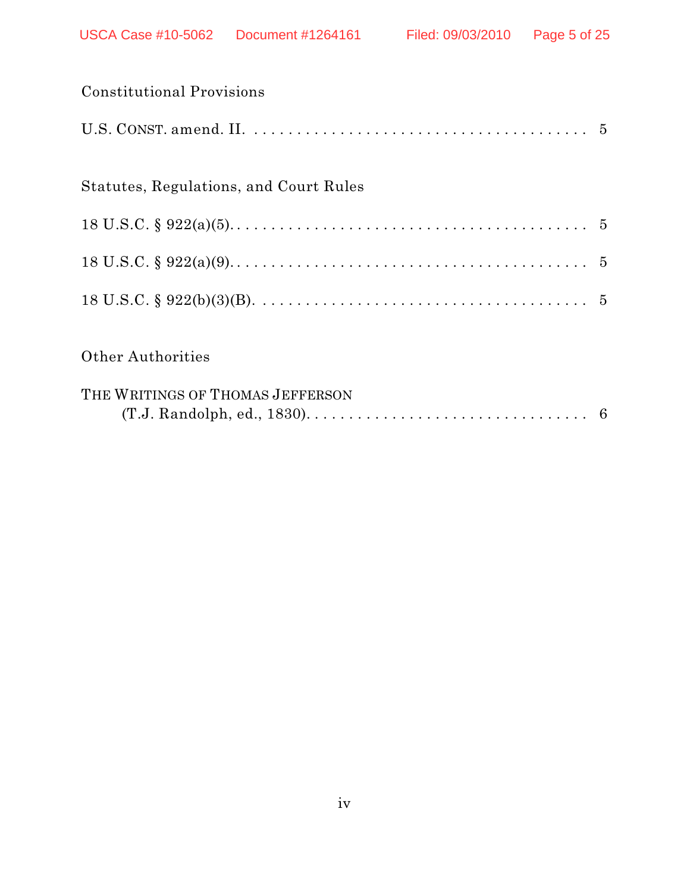Constitutional Provisions

U.S. CONST. amend. II. . . . . . . . . . . . . . . . . . . . . . . . . . . . . . . . . . . . . . . . 5

Statutes, Regulations, and Court Rules

18 U.S.C. § 922(a)(5). . . . . . . . . . . . . . . . . . . . . . . . . . . . . . . . . . . . . . . . . 5

18 U.S.C. § 922(a)(9). . . . . . . . . . . . . . . . . . . . . . . . . . . . . . . . . . . . . . . . 5

18 U.S.C. § 922(b)(3)(B). . . . . . . . . . . . . . . . . . . . . . . . . . . . . . . . . . . . . 5

Other Authorities

THE WRITINGS OF THOMAS JEFFERSON
(T.J. Randolph, ed., 1830). . . . . . . . . . . . . . . . . . . . . . . . . . . . . . . . 6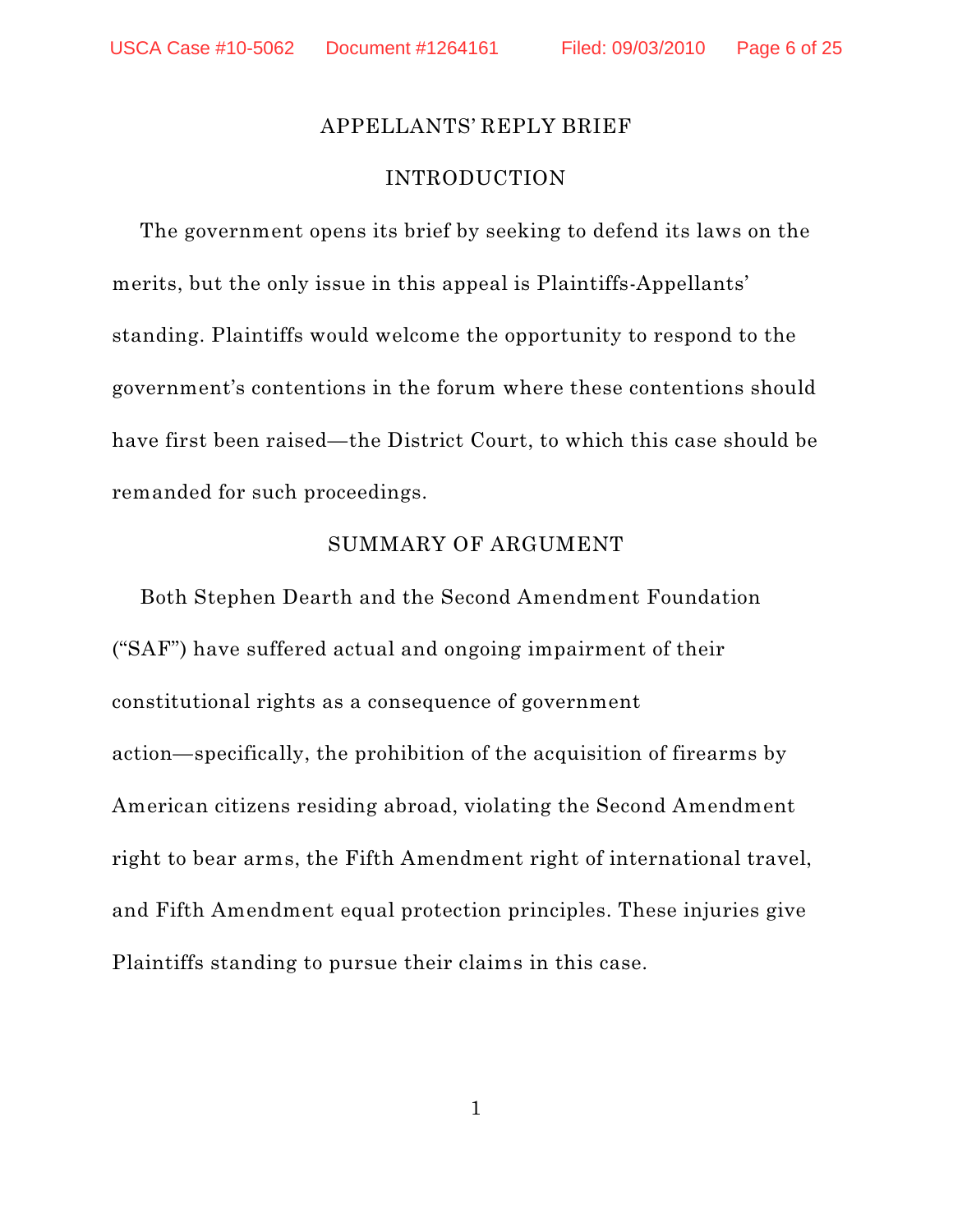## APPELLANTS' REPLY BRIEF

## INTRODUCTION

The government opens its brief by seeking to defend its laws on the merits, but the only issue in this appeal is Plaintiffs-Appellants' standing. Plaintiffs would welcome the opportunity to respond to the government's contentions in the forum where these contentions should have first been raised—the District Court, to which this case should be remanded for such proceedings.

## SUMMARY OF ARGUMENT

Both Stephen Dearth and the Second Amendment Foundation ("SAF") have suffered actual and ongoing impairment of their constitutional rights as a consequence of government action—specifically, the prohibition of the acquisition of firearms by American citizens residing abroad, violating the Second Amendment right to bear arms, the Fifth Amendment right of international travel, and Fifth Amendment equal protection principles. These injuries give Plaintiffs standing to pursue their claims in this case.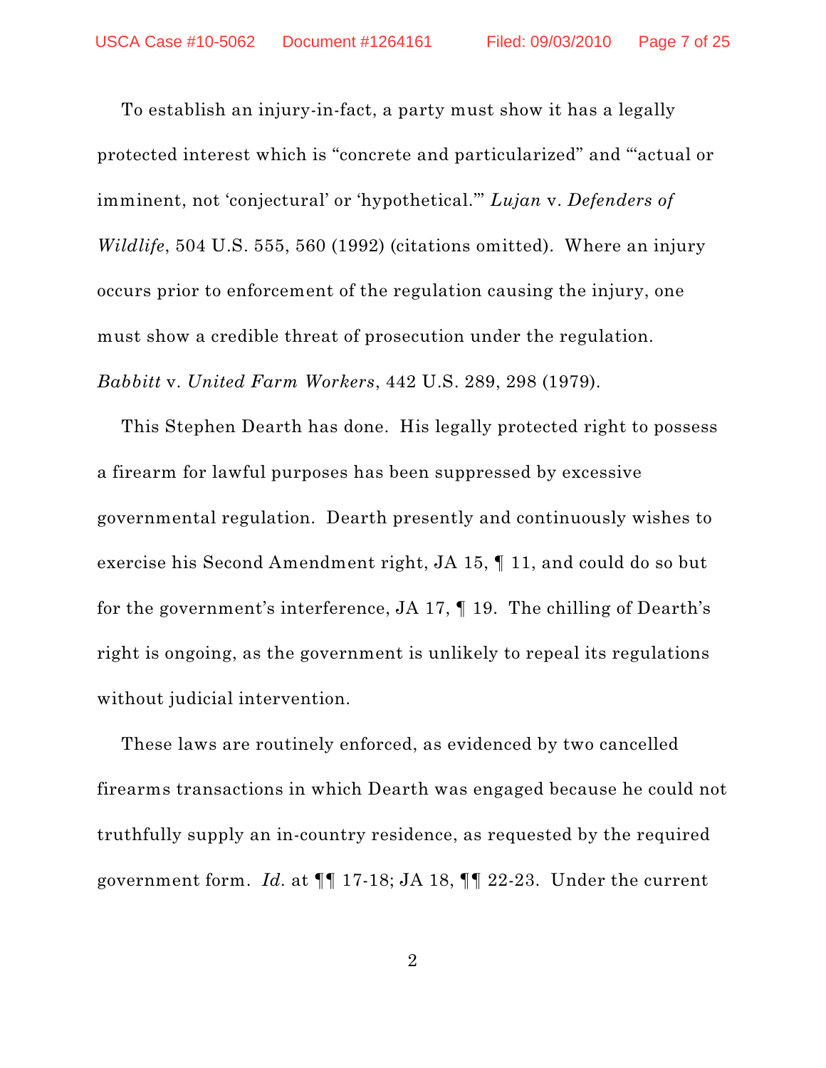To establish an injury-in-fact, a party must show it has a legally protected interest which is "concrete and particularized" and "'actual or imminent, not 'conjectural' or 'hypothetical.'" *Lujan* v. *Defenders of Wildlife*, 504 U.S. 555, 560 (1992) (citations omitted). Where an injury occurs prior to enforcement of the regulation causing the injury, one must show a credible threat of prosecution under the regulation. *Babbitt* v. *United Farm Workers*, 442 U.S. 289, 298 (1979).

This Stephen Dearth has done. His legally protected right to possess a firearm for lawful purposes has been suppressed by excessive governmental regulation. Dearth presently and continuously wishes to exercise his Second Amendment right, JA 15, ¶ 11, and could do so but for the government's interference, JA 17, ¶ 19. The chilling of Dearth's right is ongoing, as the government is unlikely to repeal its regulations without judicial intervention.

These laws are routinely enforced, as evidenced by two cancelled firearms transactions in which Dearth was engaged because he could not truthfully supply an in-country residence, as requested by the required government form. *Id.* at ¶¶ 17-18; JA 18, ¶¶ 22-23. Under the current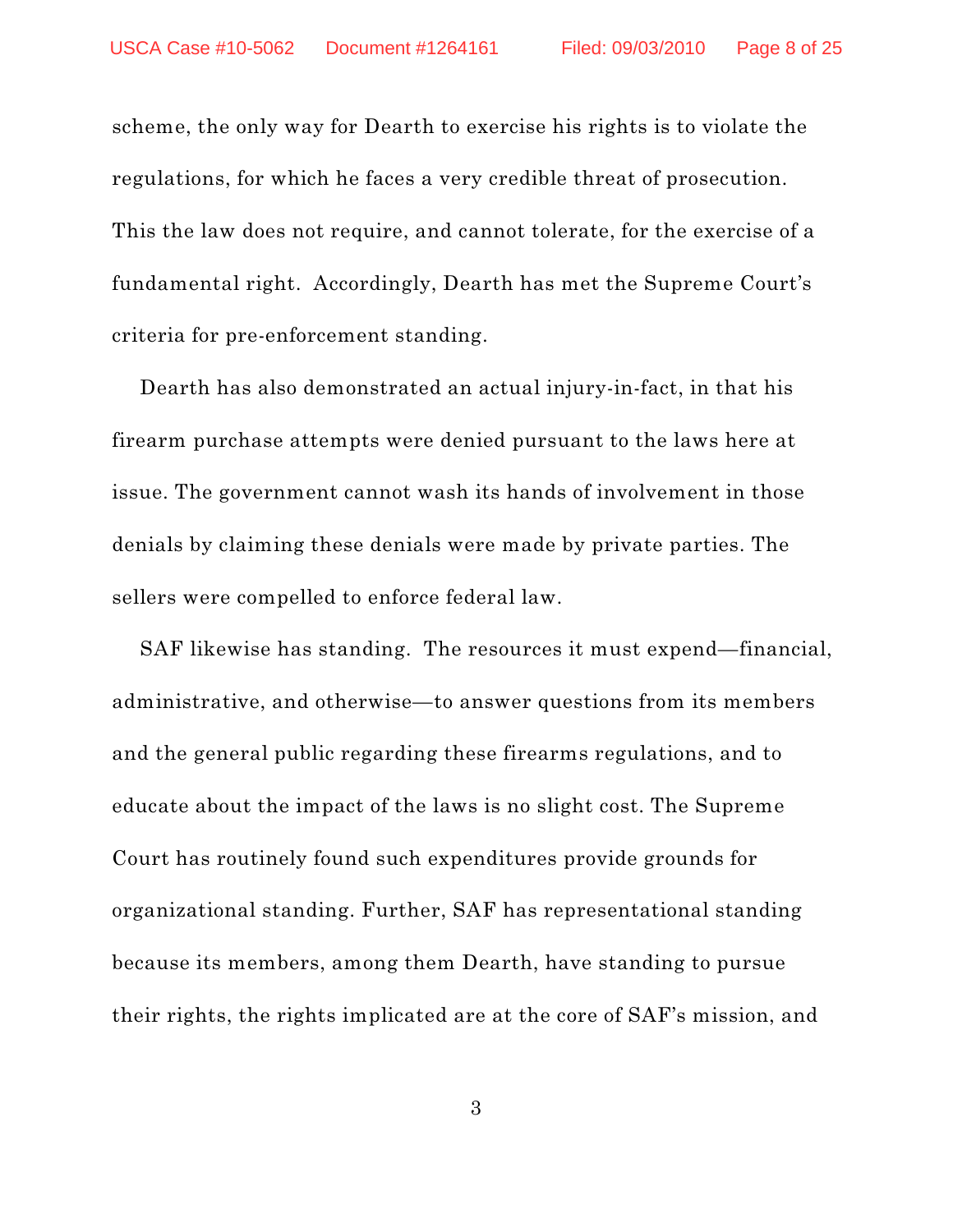scheme, the only way for Dearth to exercise his rights is to violate the regulations, for which he faces a very credible threat of prosecution. This the law does not require, and cannot tolerate, for the exercise of a fundamental right. Accordingly, Dearth has met the Supreme Court's criteria for pre-enforcement standing.

Dearth has also demonstrated an actual injury-in-fact, in that his firearm purchase attempts were denied pursuant to the laws here at issue. The government cannot wash its hands of involvement in those denials by claiming these denials were made by private parties. The sellers were compelled to enforce federal law.

SAF likewise has standing. The resources it must expend—financial, administrative, and otherwise—to answer questions from its members and the general public regarding these firearms regulations, and to educate about the impact of the laws is no slight cost. The Supreme Court has routinely found such expenditures provide grounds for organizational standing. Further, SAF has representational standing because its members, among them Dearth, have standing to pursue their rights, the rights implicated are at the core of SAF's mission, and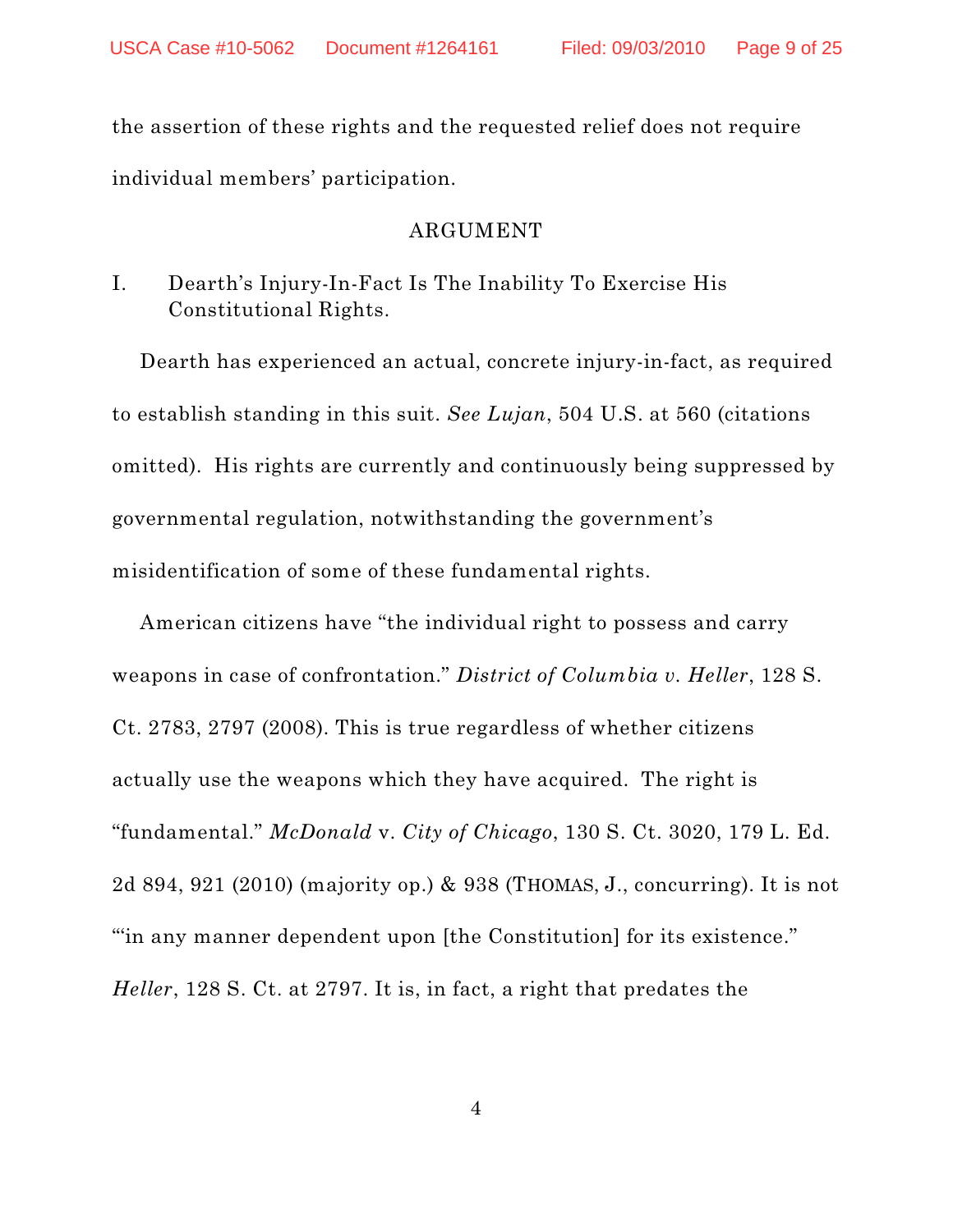the assertion of these rights and the requested relief does not require individual members' participation.

## ARGUMENT

### I. Dearth's Injury-In-Fact Is The Inability To Exercise His Constitutional Rights.

Dearth has experienced an actual, concrete injury-in-fact, as required to establish standing in this suit. *See Lujan*, 504 U.S. at 560 (citations omitted). His rights are currently and continuously being suppressed by governmental regulation, notwithstanding the government's misidentification of some of these fundamental rights.

American citizens have "the individual right to possess and carry weapons in case of confrontation." *District of Columbia v. Heller*, 128 S. Ct. 2783, 2797 (2008). This is true regardless of whether citizens actually use the weapons which they have acquired. The right is "fundamental." *McDonald* v. *City of Chicago*, 130 S. Ct. 3020, 179 L. Ed. 2d 894, 921 (2010) (majority op.) & 938 (THOMAS, J., concurring). It is not "'in any manner dependent upon [the Constitution] for its existence." *Heller*, 128 S. Ct. at 2797. It is, in fact, a right that predates the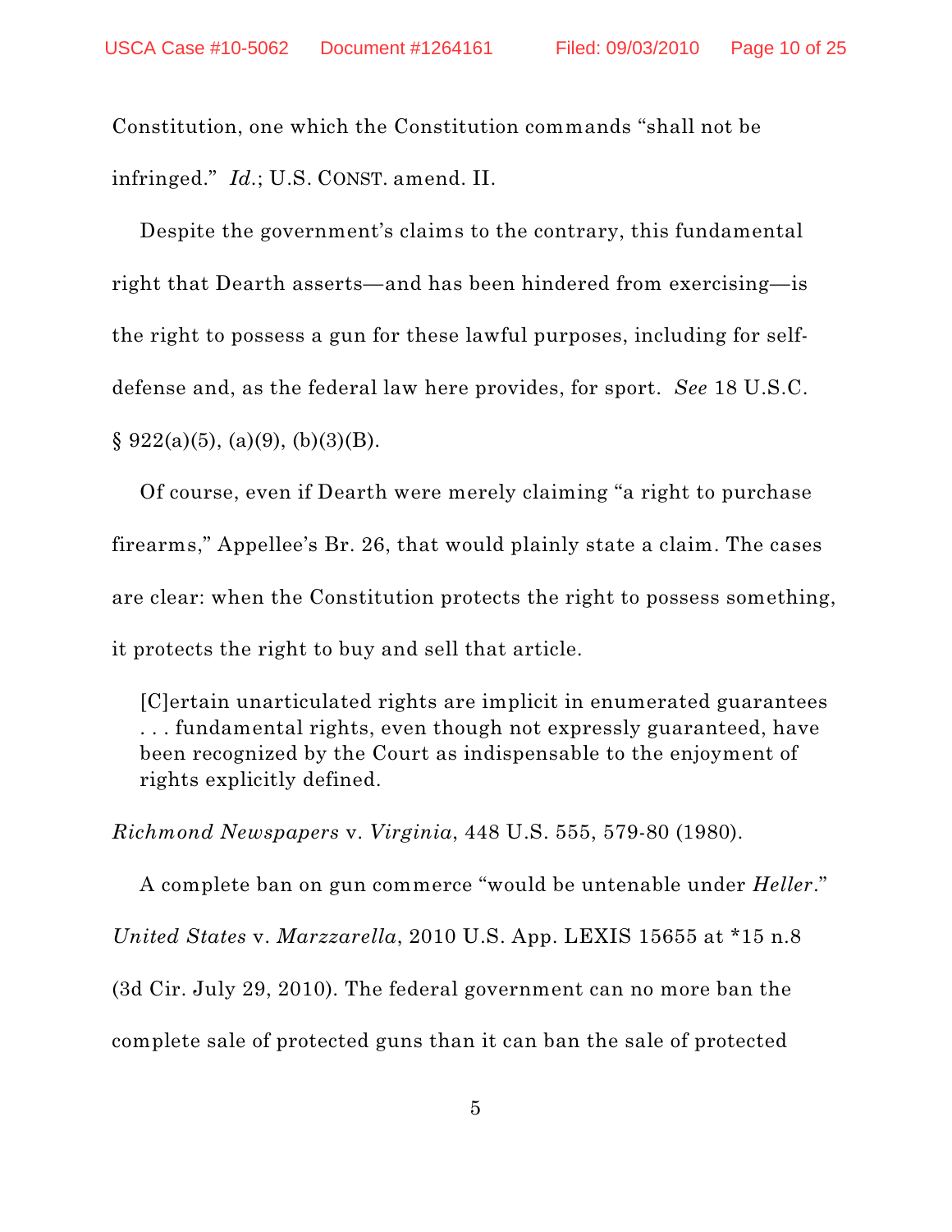Constitution, one which the Constitution commands "shall not be infringed." *Id.*; U.S. CONST. amend. II.

Despite the government's claims to the contrary, this fundamental right that Dearth asserts—and has been hindered from exercising—is the right to possess a gun for these lawful purposes, including for self-defense and, as the federal law here provides, for sport. *See* 18 U.S.C. § 922(a)(5), (a)(9), (b)(3)(B).

Of course, even if Dearth were merely claiming "a right to purchase firearms," Appellee's Br. 26, that would plainly state a claim. The cases are clear: when the Constitution protects the right to possess something, it protects the right to buy and sell that article.

> [C]ertain unarticulated rights are implicit in enumerated guarantees . . . fundamental rights, even though not expressly guaranteed, have been recognized by the Court as indispensable to the enjoyment of rights explicitly defined.

*Richmond Newspapers* v. *Virginia*, 448 U.S. 555, 579-80 (1980).

A complete ban on gun commerce "would be untenable under *Heller*." *United States* v. *Marzzarella*, 2010 U.S. App. LEXIS 15655 at *15 n.8 (3d Cir. July 29, 2010). The federal government can no more ban the complete sale of protected guns than it can ban the sale of protected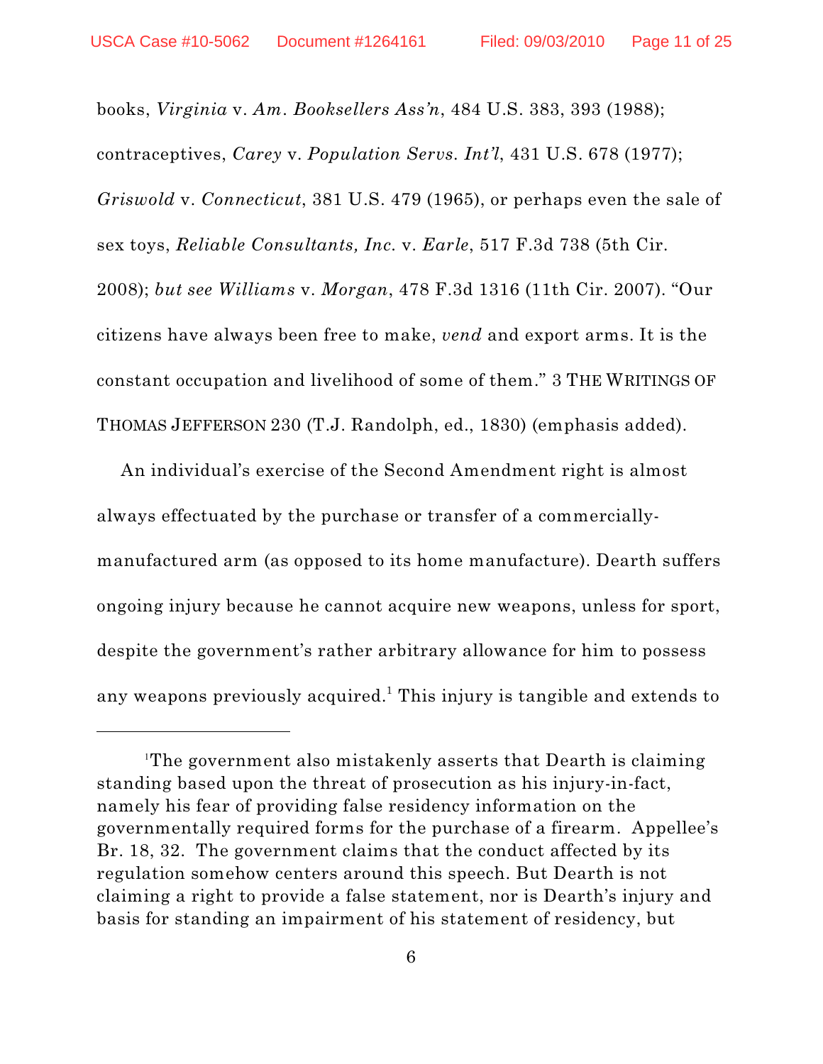books, *Virginia* v. *Am. Booksellers Ass'n*, 484 U.S. 383, 393 (1988); contraceptives, *Carey* v. *Population Servs. Int'l*, 431 U.S. 678 (1977); *Griswold* v. *Connecticut*, 381 U.S. 479 (1965), or perhaps even the sale of sex toys, *Reliable Consultants, Inc.* v. *Earle*, 517 F.3d 738 (5th Cir. 2008); *but see Williams* v. *Morgan*, 478 F.3d 1316 (11th Cir. 2007). "Our citizens have always been free to make, *vend* and export arms. It is the constant occupation and livelihood of some of them." 3 THE WRITINGS OF THOMAS JEFFERSON 230 (T.J. Randolph, ed., 1830) (emphasis added).

An individual's exercise of the Second Amendment right is almost always effectuated by the purchase or transfer of a commercially-manufactured arm (as opposed to its home manufacture). Dearth suffers ongoing injury because he cannot acquire new weapons, unless for sport, despite the government's rather arbitrary allowance for him to possess any weapons previously acquired.[1] This injury is tangible and extends to

[1]The government also mistakenly asserts that Dearth is claiming standing based upon the threat of prosecution as his injury-in-fact, namely his fear of providing false residency information on the governmentally required forms for the purchase of a firearm. Appellee's Br. 18, 32. The government claims that the conduct affected by its regulation somehow centers around this speech. But Dearth is not claiming a right to provide a false statement, nor is Dearth's injury and basis for standing an impairment of his statement of residency, but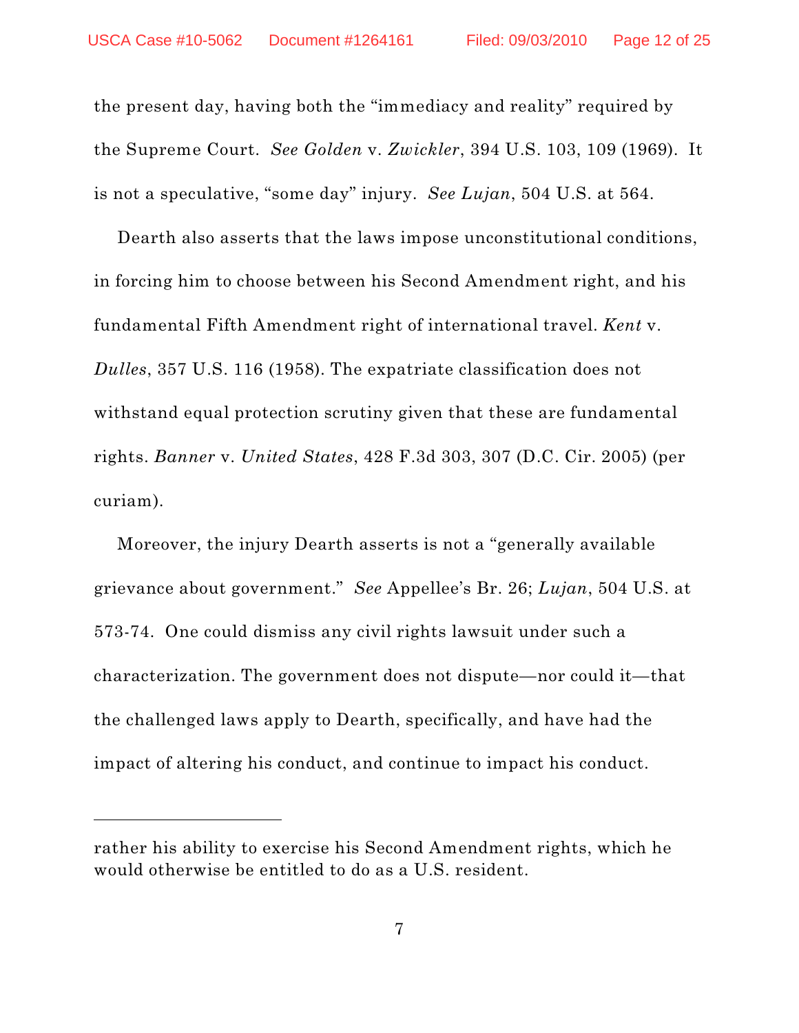the present day, having both the "immediacy and reality" required by the Supreme Court. *See Golden* v. *Zwickler*, 394 U.S. 103, 109 (1969). It is not a speculative, "some day" injury. *See Lujan*, 504 U.S. at 564.

Dearth also asserts that the laws impose unconstitutional conditions, in forcing him to choose between his Second Amendment right, and his fundamental Fifth Amendment right of international travel. *Kent* v. *Dulles*, 357 U.S. 116 (1958). The expatriate classification does not withstand equal protection scrutiny given that these are fundamental rights. *Banner* v. *United States*, 428 F.3d 303, 307 (D.C. Cir. 2005) (per curiam).

Moreover, the injury Dearth asserts is not a "generally available grievance about government." *See* Appellee's Br. 26; *Lujan*, 504 U.S. at 573-74. One could dismiss any civil rights lawsuit under such a characterization. The government does not dispute—nor could it—that the challenged laws apply to Dearth, specifically, and have had the impact of altering his conduct, and continue to impact his conduct.

---

rather his ability to exercise his Second Amendment rights, which he would otherwise be entitled to do as a U.S. resident.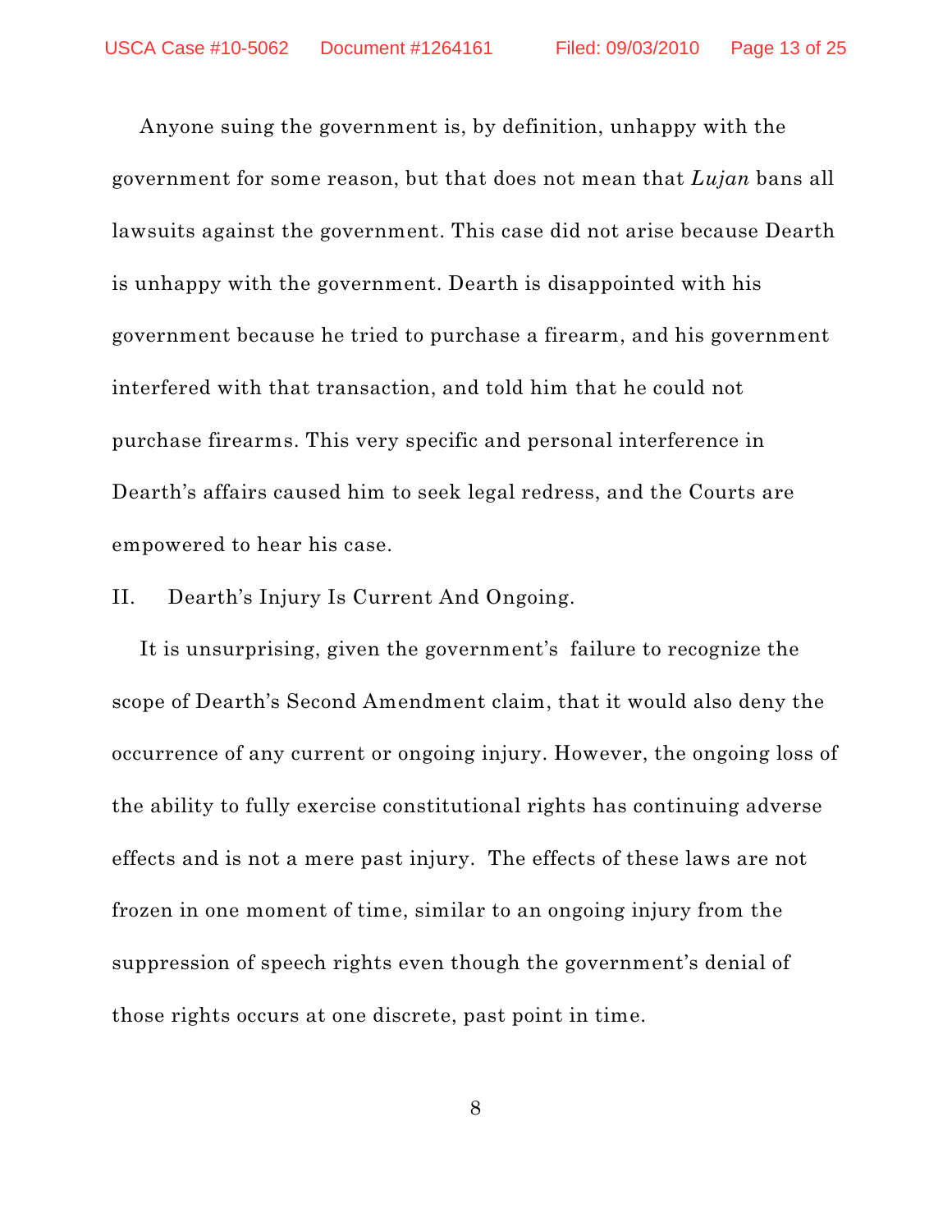Anyone suing the government is, by definition, unhappy with the government for some reason, but that does not mean that *Lujan* bans all lawsuits against the government. This case did not arise because Dearth is unhappy with the government. Dearth is disappointed with his government because he tried to purchase a firearm, and his government interfered with that transaction, and told him that he could not purchase firearms. This very specific and personal interference in Dearth's affairs caused him to seek legal redress, and the Courts are empowered to hear his case.

## II. Dearth's Injury Is Current And Ongoing.

It is unsurprising, given the government's failure to recognize the scope of Dearth's Second Amendment claim, that it would also deny the occurrence of any current or ongoing injury. However, the ongoing loss of the ability to fully exercise constitutional rights has continuing adverse effects and is not a mere past injury. The effects of these laws are not frozen in one moment of time, similar to an ongoing injury from the suppression of speech rights even though the government's denial of those rights occurs at one discrete, past point in time.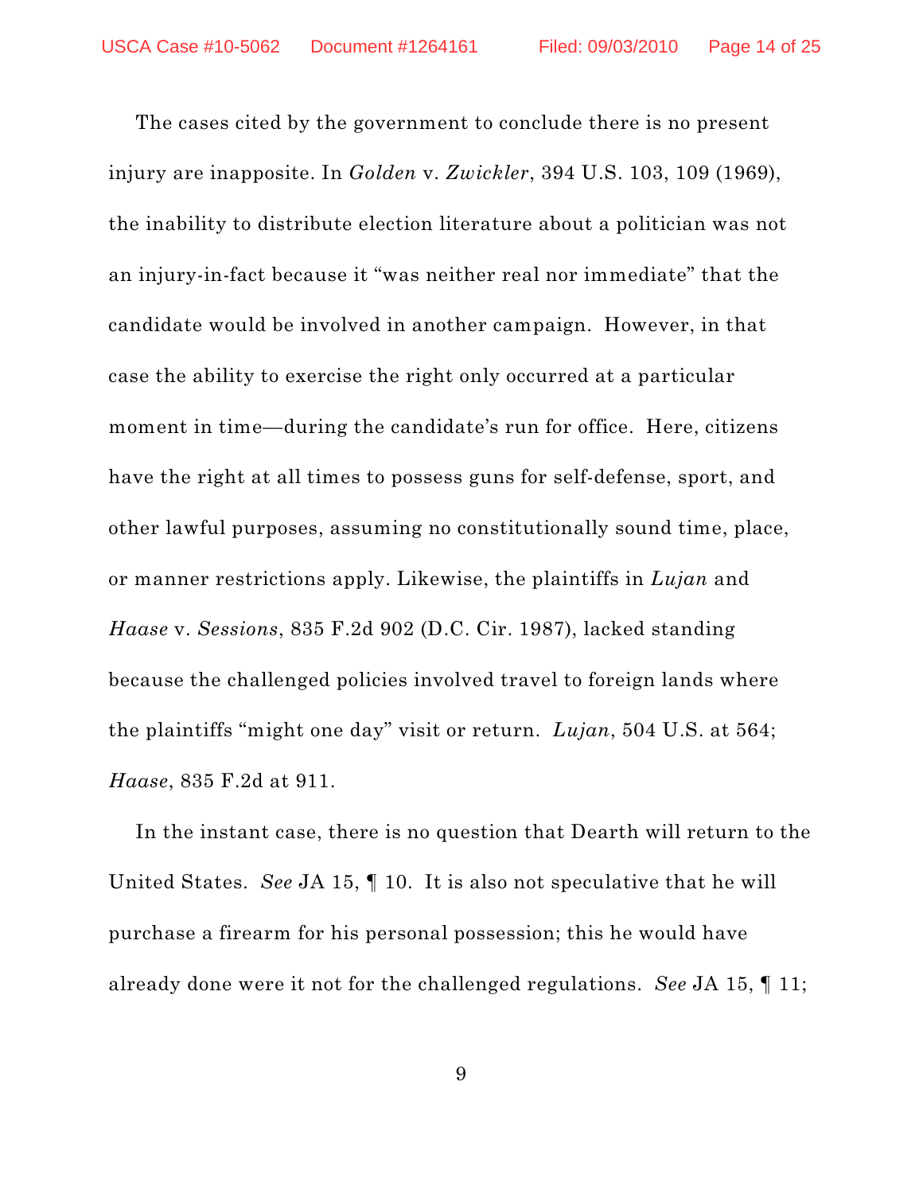The cases cited by the government to conclude there is no present injury are inapposite. In *Golden* v. *Zwickler*, 394 U.S. 103, 109 (1969), the inability to distribute election literature about a politician was not an injury-in-fact because it "was neither real nor immediate" that the candidate would be involved in another campaign. However, in that case the ability to exercise the right only occurred at a particular moment in time—during the candidate's run for office. Here, citizens have the right at all times to possess guns for self-defense, sport, and other lawful purposes, assuming no constitutionally sound time, place, or manner restrictions apply. Likewise, the plaintiffs in *Lujan* and *Haase* v. *Sessions*, 835 F.2d 902 (D.C. Cir. 1987), lacked standing because the challenged policies involved travel to foreign lands where the plaintiffs "might one day" visit or return. *Lujan*, 504 U.S. at 564; *Haase*, 835 F.2d at 911.

In the instant case, there is no question that Dearth will return to the United States. *See* JA 15, ¶ 10. It is also not speculative that he will purchase a firearm for his personal possession; this he would have already done were it not for the challenged regulations. *See* JA 15, ¶ 11;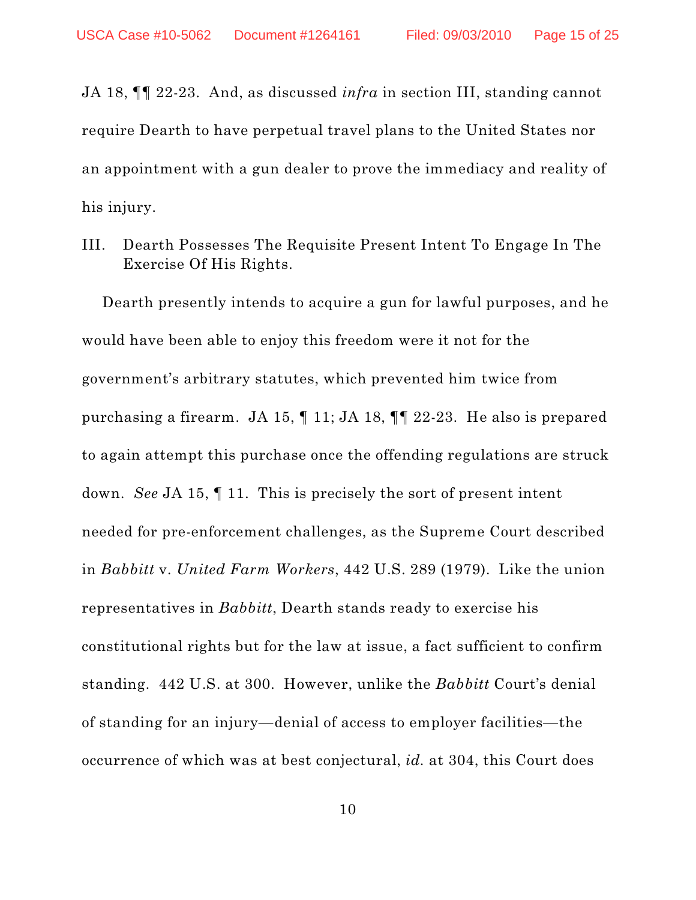JA 18, ¶¶ 22-23. And, as discussed *infra* in section III, standing cannot require Dearth to have perpetual travel plans to the United States nor an appointment with a gun dealer to prove the immediacy and reality of his injury.

## III. Dearth Possesses The Requisite Present Intent To Engage In The Exercise Of His Rights.

Dearth presently intends to acquire a gun for lawful purposes, and he would have been able to enjoy this freedom were it not for the government's arbitrary statutes, which prevented him twice from purchasing a firearm. JA 15, ¶ 11; JA 18, ¶¶ 22-23. He also is prepared to again attempt this purchase once the offending regulations are struck down. *See* JA 15, ¶ 11. This is precisely the sort of present intent needed for pre-enforcement challenges, as the Supreme Court described in *Babbitt* v. *United Farm Workers*, 442 U.S. 289 (1979). Like the union representatives in *Babbitt*, Dearth stands ready to exercise his constitutional rights but for the law at issue, a fact sufficient to confirm standing. 442 U.S. at 300. However, unlike the *Babbitt* Court's denial of standing for an injury—denial of access to employer facilities—the occurrence of which was at best conjectural, *id.* at 304, this Court does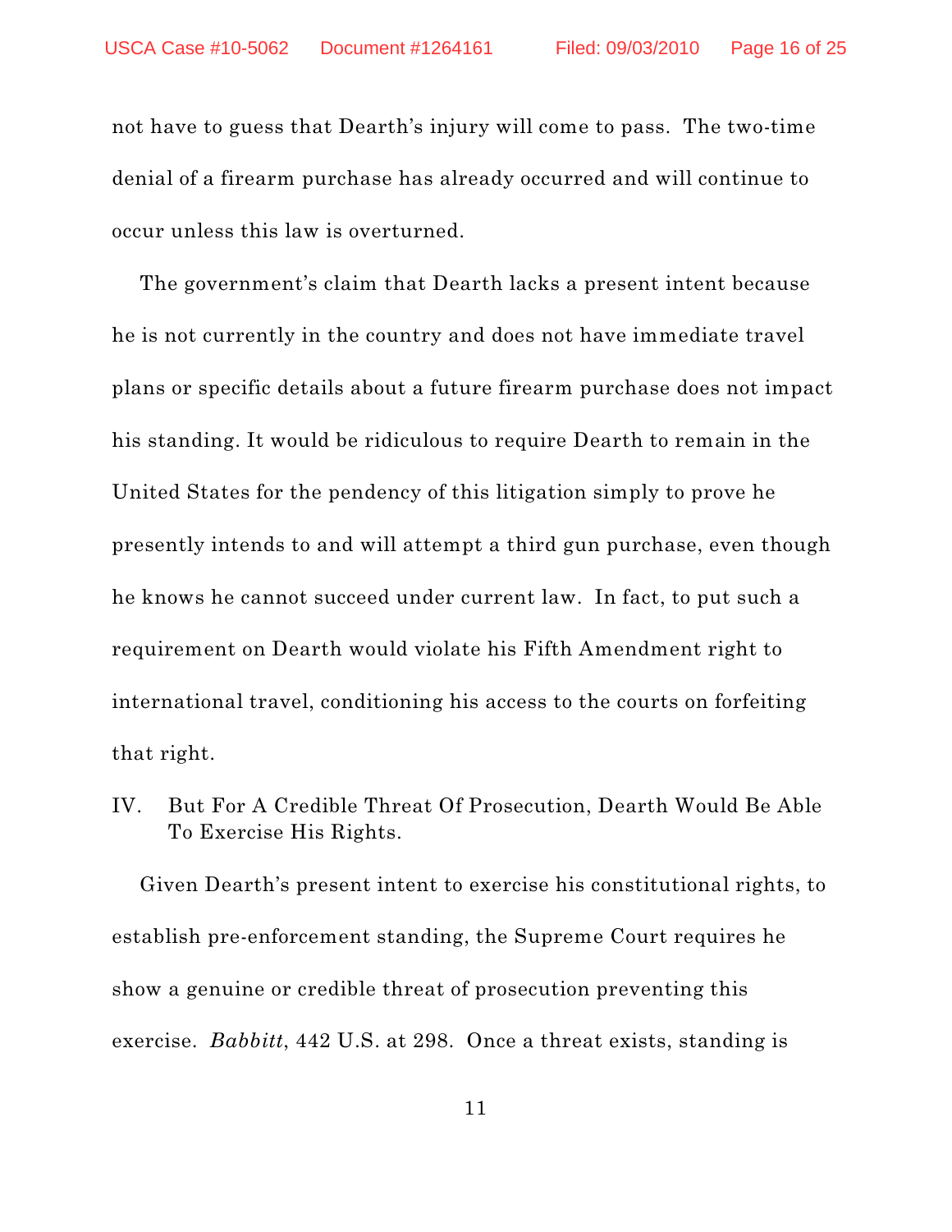not have to guess that Dearth's injury will come to pass. The two-time denial of a firearm purchase has already occurred and will continue to occur unless this law is overturned.

The government's claim that Dearth lacks a present intent because he is not currently in the country and does not have immediate travel plans or specific details about a future firearm purchase does not impact his standing. It would be ridiculous to require Dearth to remain in the United States for the pendency of this litigation simply to prove he presently intends to and will attempt a third gun purchase, even though he knows he cannot succeed under current law. In fact, to put such a requirement on Dearth would violate his Fifth Amendment right to international travel, conditioning his access to the courts on forfeiting that right.

## IV. But For A Credible Threat Of Prosecution, Dearth Would Be Able To Exercise His Rights.

Given Dearth's present intent to exercise his constitutional rights, to establish pre-enforcement standing, the Supreme Court requires he show a genuine or credible threat of prosecution preventing this exercise. *Babbitt*, 442 U.S. at 298. Once a threat exists, standing is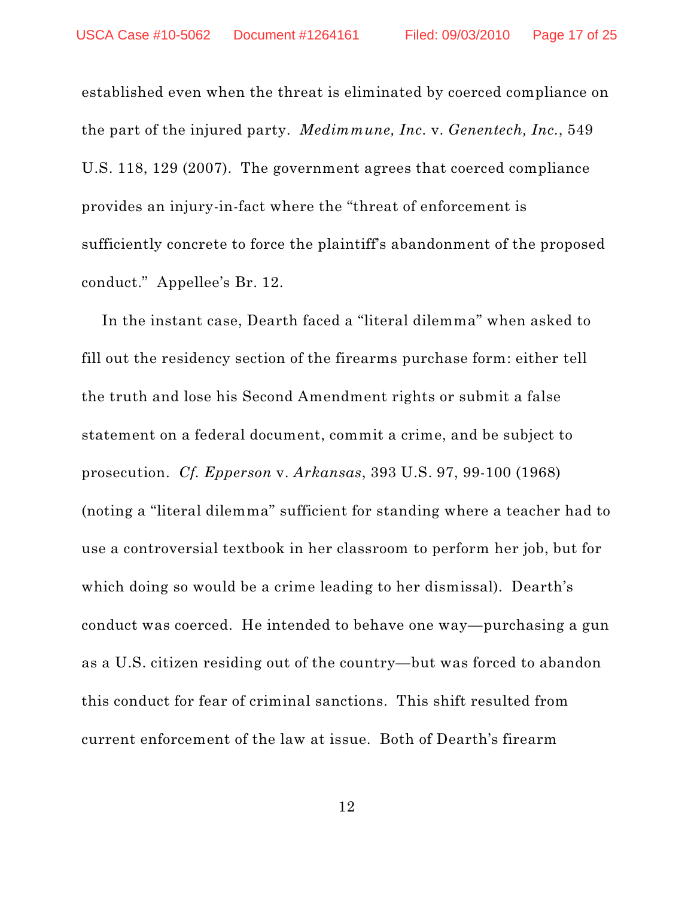established even when the threat is eliminated by coerced compliance on the part of the injured party. *Medimmune, Inc.* v. *Genentech, Inc.*, 549 U.S. 118, 129 (2007). The government agrees that coerced compliance provides an injury-in-fact where the "threat of enforcement is sufficiently concrete to force the plaintiff's abandonment of the proposed conduct." Appellee's Br. 12.

In the instant case, Dearth faced a "literal dilemma" when asked to fill out the residency section of the firearms purchase form: either tell the truth and lose his Second Amendment rights or submit a false statement on a federal document, commit a crime, and be subject to prosecution. *Cf. Epperson* v. *Arkansas*, 393 U.S. 97, 99-100 (1968) (noting a "literal dilemma" sufficient for standing where a teacher had to use a controversial textbook in her classroom to perform her job, but for which doing so would be a crime leading to her dismissal). Dearth's conduct was coerced. He intended to behave one way—purchasing a gun as a U.S. citizen residing out of the country—but was forced to abandon this conduct for fear of criminal sanctions. This shift resulted from current enforcement of the law at issue. Both of Dearth's firearm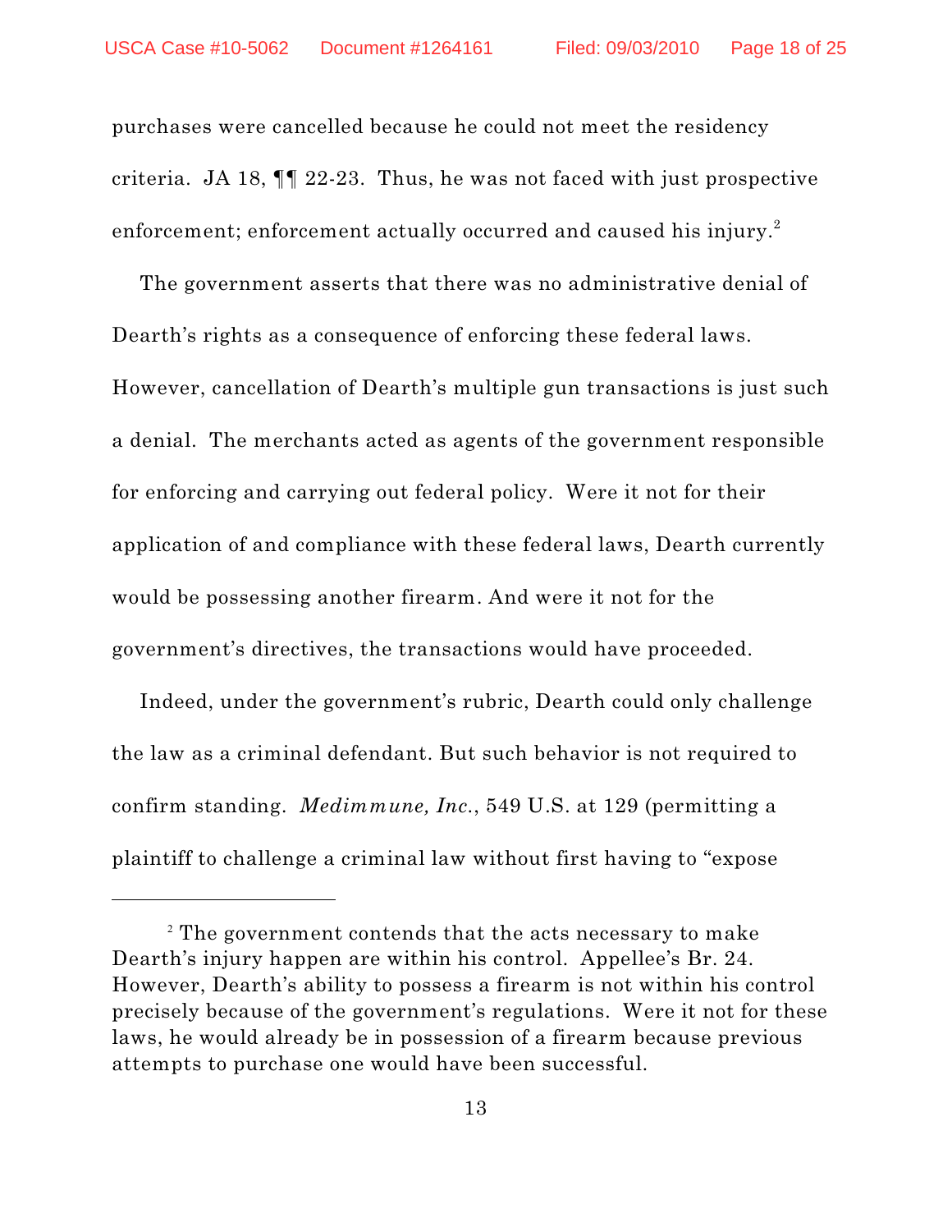purchases were cancelled because he could not meet the residency criteria. JA 18, ¶¶ 22-23. Thus, he was not faced with just prospective enforcement; enforcement actually occurred and caused his injury.[2]

The government asserts that there was no administrative denial of Dearth's rights as a consequence of enforcing these federal laws. However, cancellation of Dearth's multiple gun transactions is just such a denial. The merchants acted as agents of the government responsible for enforcing and carrying out federal policy. Were it not for their application of and compliance with these federal laws, Dearth currently would be possessing another firearm. And were it not for the government's directives, the transactions would have proceeded.

Indeed, under the government's rubric, Dearth could only challenge the law as a criminal defendant. But such behavior is not required to confirm standing. *Medimmune, Inc.*, 549 U.S. at 129 (permitting a plaintiff to challenge a criminal law without first having to "expose

---

[2] The government contends that the acts necessary to make Dearth's injury happen are within his control. Appellee's Br. 24. However, Dearth's ability to possess a firearm is not within his control precisely because of the government's regulations. Were it not for these laws, he would already be in possession of a firearm because previous attempts to purchase one would have been successful.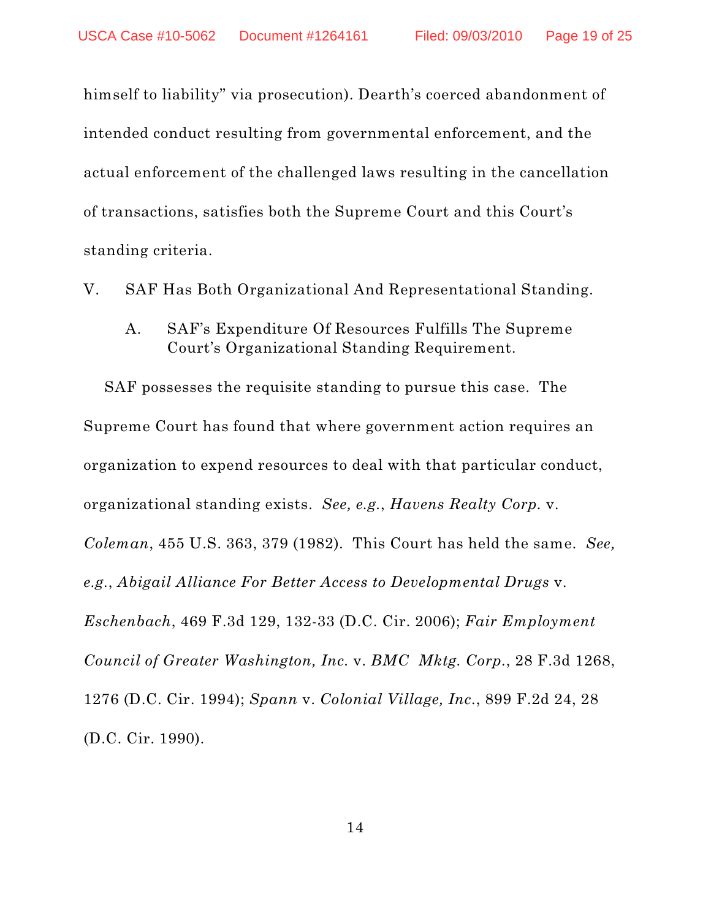himself to liability" via prosecution). Dearth's coerced abandonment of intended conduct resulting from governmental enforcement, and the actual enforcement of the challenged laws resulting in the cancellation of transactions, satisfies both the Supreme Court and this Court's standing criteria.

## V. SAF Has Both Organizational And Representational Standing.

### A. SAF's Expenditure Of Resources Fulfills The Supreme Court's Organizational Standing Requirement.

SAF possesses the requisite standing to pursue this case. The Supreme Court has found that where government action requires an organization to expend resources to deal with that particular conduct, organizational standing exists. *See, e.g.*, *Havens Realty Corp.* v. *Coleman*, 455 U.S. 363, 379 (1982). This Court has held the same. *See, e.g.*, *Abigail Alliance For Better Access to Developmental Drugs* v. *Eschenbach*, 469 F.3d 129, 132-33 (D.C. Cir. 2006); *Fair Employment Council of Greater Washington, Inc.* v. *BMC Mktg. Corp.*, 28 F.3d 1268, 1276 (D.C. Cir. 1994); *Spann* v. *Colonial Village, Inc.*, 899 F.2d 24, 28 (D.C. Cir. 1990).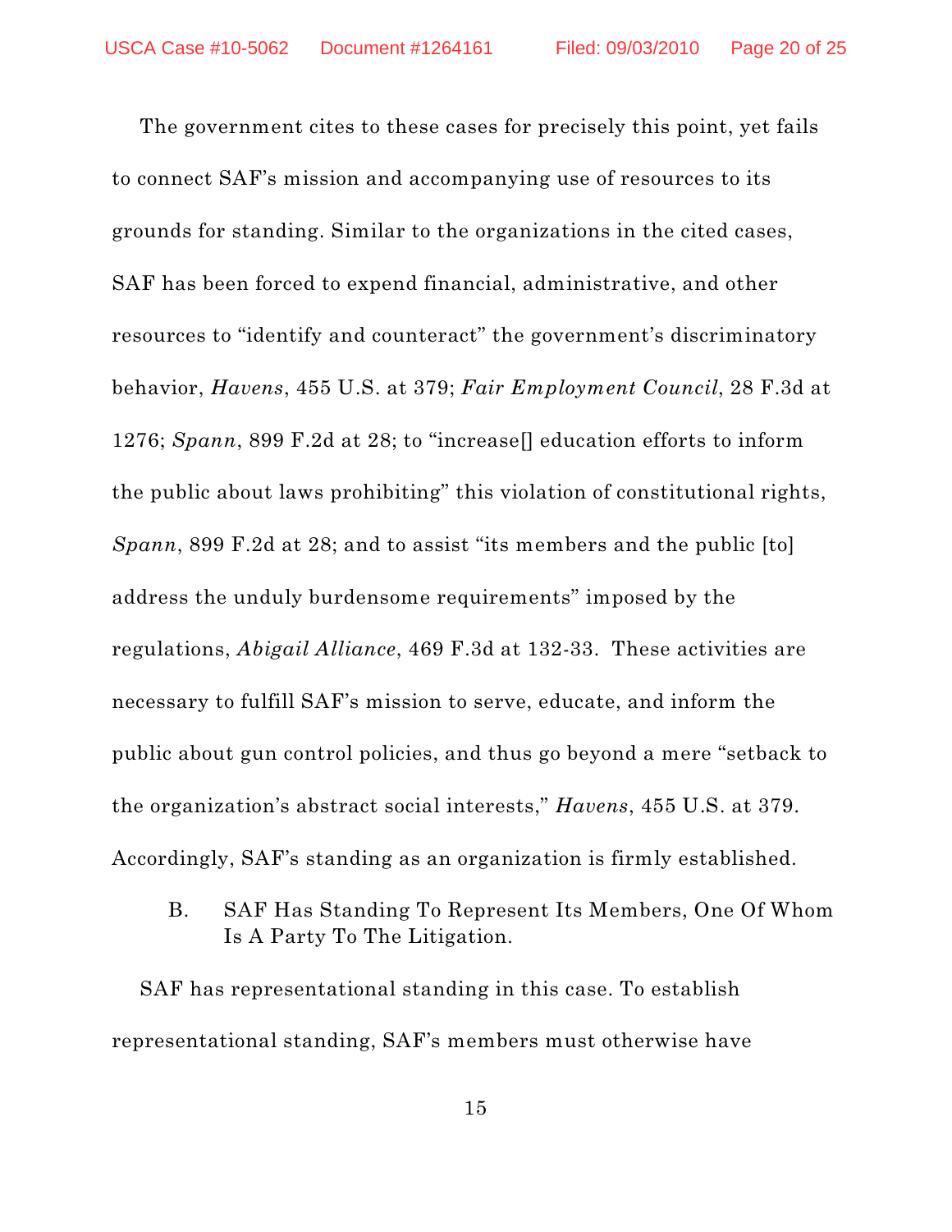The government cites to these cases for precisely this point, yet fails to connect SAF's mission and accompanying use of resources to its grounds for standing. Similar to the organizations in the cited cases, SAF has been forced to expend financial, administrative, and other resources to "identify and counteract" the government's discriminatory behavior, *Havens*, 455 U.S. at 379; *Fair Employment Council*, 28 F.3d at 1276; *Spann*, 899 F.2d at 28; to "increase[] education efforts to inform the public about laws prohibiting" this violation of constitutional rights, *Spann*, 899 F.2d at 28; and to assist "its members and the public [to] address the unduly burdensome requirements" imposed by the regulations, *Abigail Alliance*, 469 F.3d at 132-33. These activities are necessary to fulfill SAF's mission to serve, educate, and inform the public about gun control policies, and thus go beyond a mere "setback to the organization's abstract social interests," *Havens*, 455 U.S. at 379. Accordingly, SAF's standing as an organization is firmly established.

### B. SAF Has Standing To Represent Its Members, One Of Whom Is A Party To The Litigation.

SAF has representational standing in this case. To establish representational standing, SAF's members must otherwise have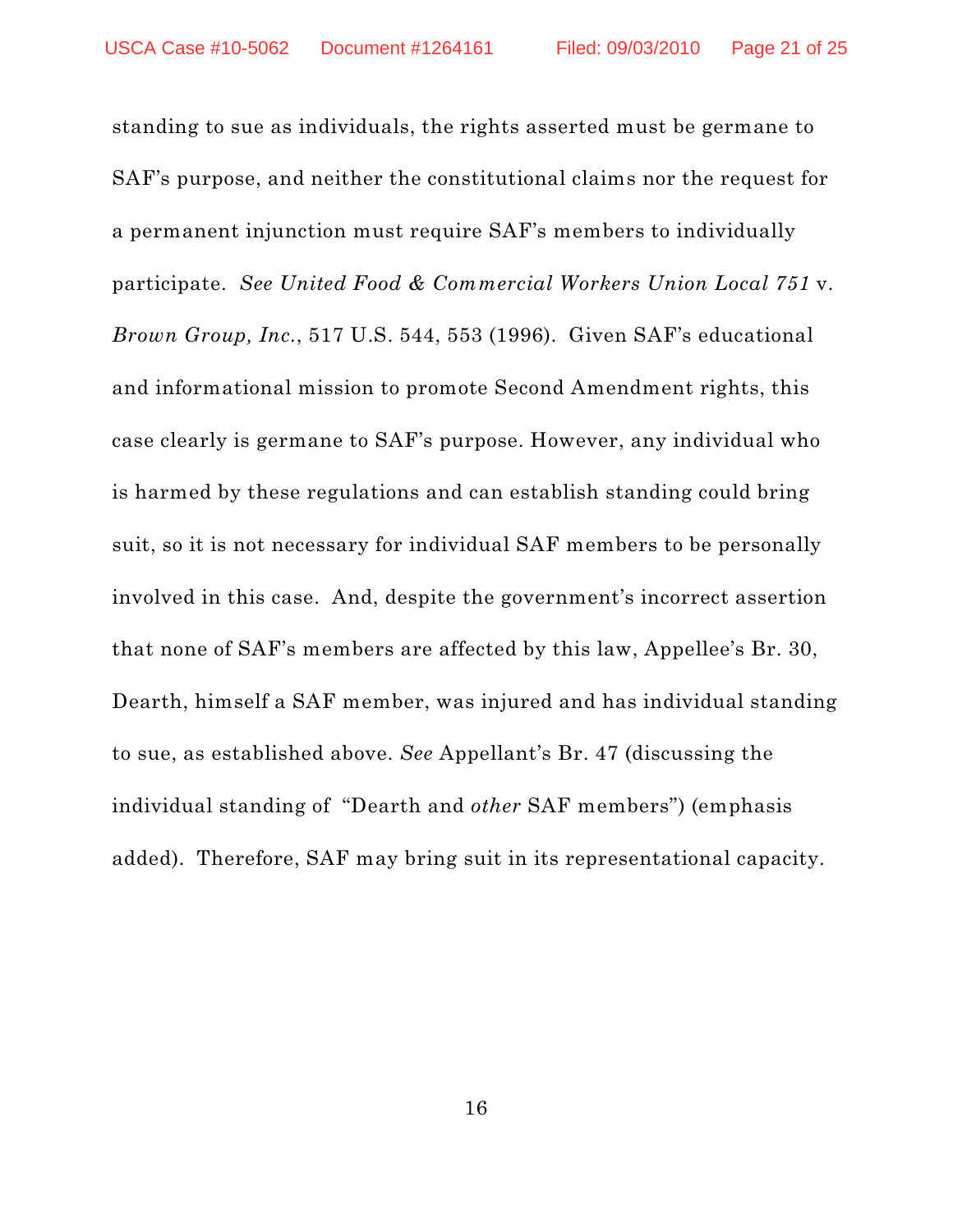standing to sue as individuals, the rights asserted must be germane to SAF's purpose, and neither the constitutional claims nor the request for a permanent injunction must require SAF's members to individually participate. *See United Food & Commercial Workers Union Local 751* v. *Brown Group, Inc.*, 517 U.S. 544, 553 (1996). Given SAF's educational and informational mission to promote Second Amendment rights, this case clearly is germane to SAF's purpose. However, any individual who is harmed by these regulations and can establish standing could bring suit, so it is not necessary for individual SAF members to be personally involved in this case. And, despite the government's incorrect assertion that none of SAF's members are affected by this law, Appellee's Br. 30, Dearth, himself a SAF member, was injured and has individual standing to sue, as established above. *See* Appellant's Br. 47 (discussing the individual standing of "Dearth and *other* SAF members") (emphasis added). Therefore, SAF may bring suit in its representational capacity.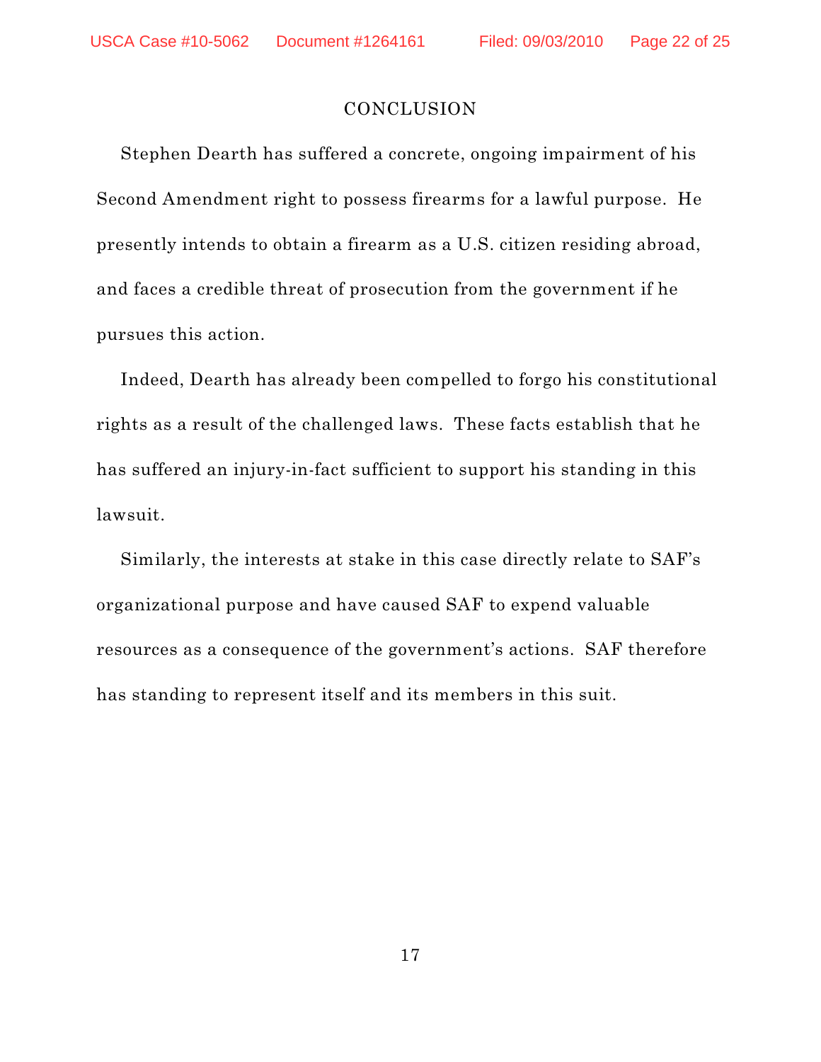## CONCLUSION

Stephen Dearth has suffered a concrete, ongoing impairment of his Second Amendment right to possess firearms for a lawful purpose. He presently intends to obtain a firearm as a U.S. citizen residing abroad, and faces a credible threat of prosecution from the government if he pursues this action.

Indeed, Dearth has already been compelled to forgo his constitutional rights as a result of the challenged laws. These facts establish that he has suffered an injury-in-fact sufficient to support his standing in this lawsuit.

Similarly, the interests at stake in this case directly relate to SAF's organizational purpose and have caused SAF to expend valuable resources as a consequence of the government's actions. SAF therefore has standing to represent itself and its members in this suit.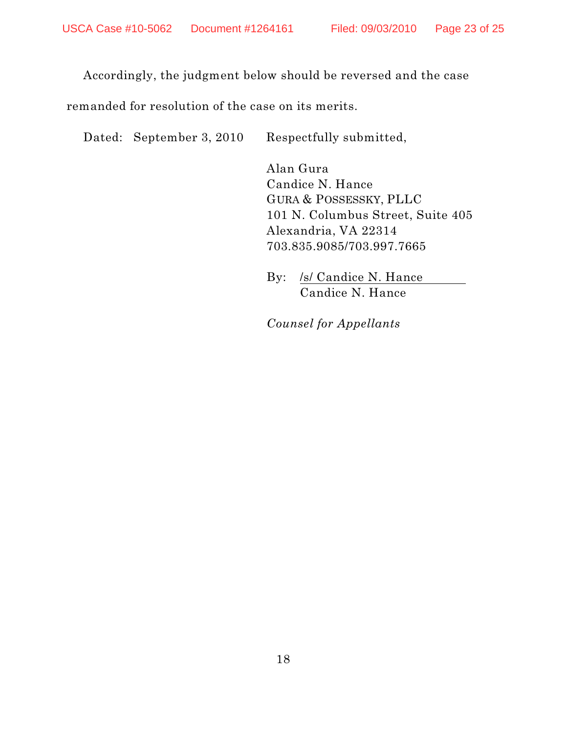Accordingly, the judgment below should be reversed and the case remanded for resolution of the case on its merits.

Dated: September 3, 2010 Respectfully submitted,

Alan Gura
Candice N. Hance
GURA & POSSESSKY, PLLC
101 N. Columbus Street, Suite 405
Alexandria, VA 22314
703.835.9085/703.997.7665

By: /s/ Candice N. Hance
Candice N. Hance

*Counsel for Appellants*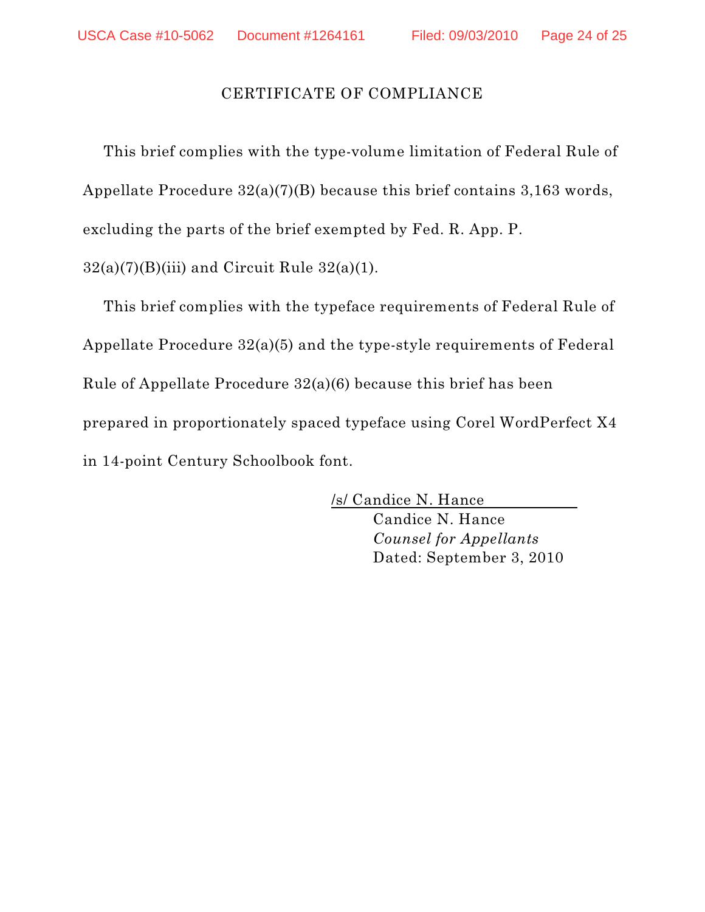## CERTIFICATE OF COMPLIANCE

This brief complies with the type-volume limitation of Federal Rule of Appellate Procedure 32(a)(7)(B) because this brief contains 3,163 words, excluding the parts of the brief exempted by Fed. R. App. P. 32(a)(7)(B)(iii) and Circuit Rule 32(a)(1).

This brief complies with the typeface requirements of Federal Rule of Appellate Procedure 32(a)(5) and the type-style requirements of Federal Rule of Appellate Procedure 32(a)(6) because this brief has been prepared in proportionately spaced typeface using Corel WordPerfect X4 in 14-point Century Schoolbook font.

/s/ Candice N. Hance
Candice N. Hance
*Counsel for Appellants*
Dated: September 3, 2010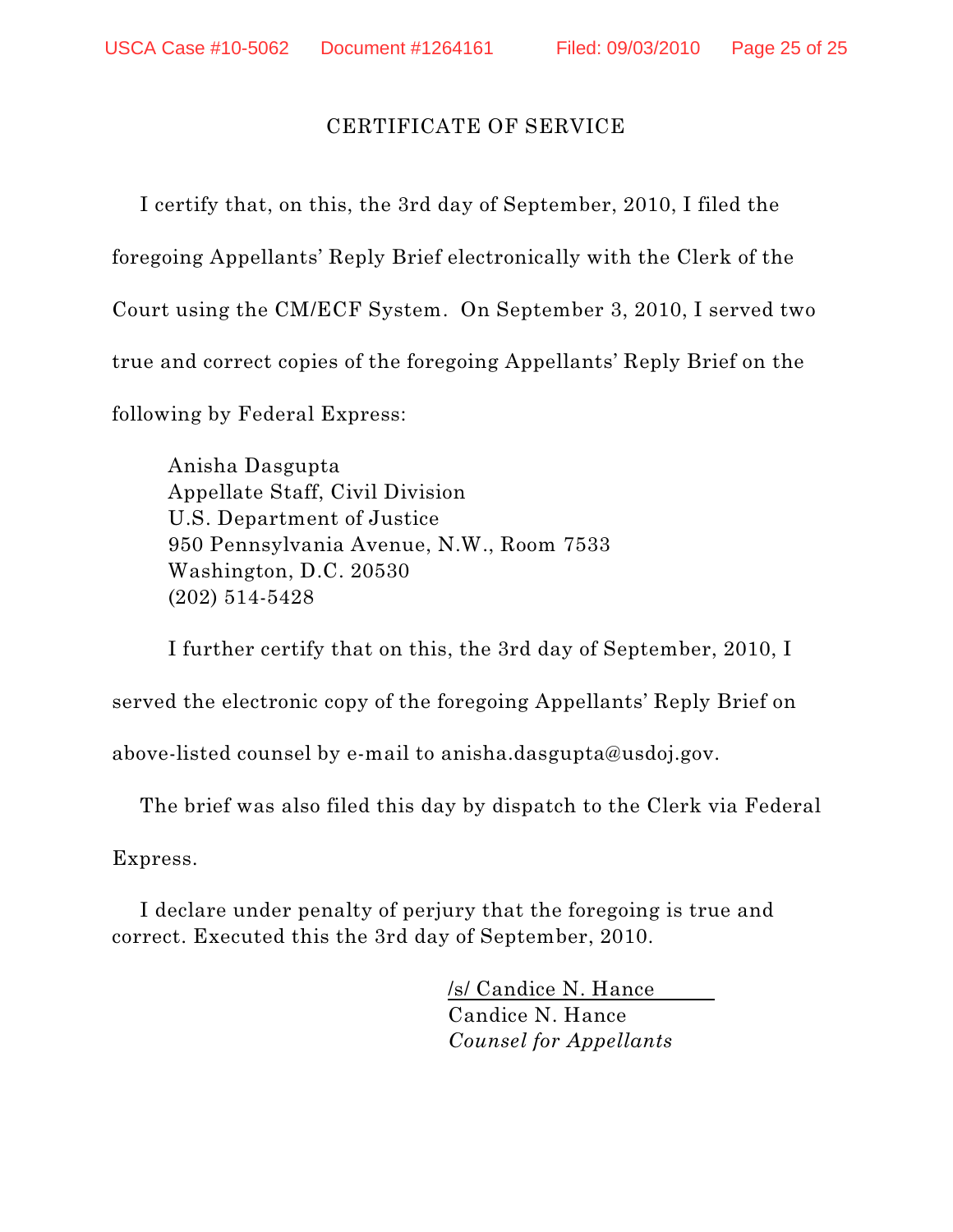## CERTIFICATE OF SERVICE

I certify that, on this, the 3rd day of September, 2010, I filed the foregoing Appellants' Reply Brief electronically with the Clerk of the Court using the CM/ECF System. On September 3, 2010, I served two true and correct copies of the foregoing Appellants' Reply Brief on the following by Federal Express:

Anisha Dasgupta
Appellate Staff, Civil Division
U.S. Department of Justice
950 Pennsylvania Avenue, N.W., Room 7533
Washington, D.C. 20530
(202) 514-5428

I further certify that on this, the 3rd day of September, 2010, I served the electronic copy of the foregoing Appellants' Reply Brief on above-listed counsel by e-mail to anisha.dasgupta@usdoj.gov.

The brief was also filed this day by dispatch to the Clerk via Federal Express.

I declare under penalty of perjury that the foregoing is true and correct. Executed this the 3rd day of September, 2010.

/s/ Candice N. Hance
Candice N. Hance
*Counsel for Appellants*